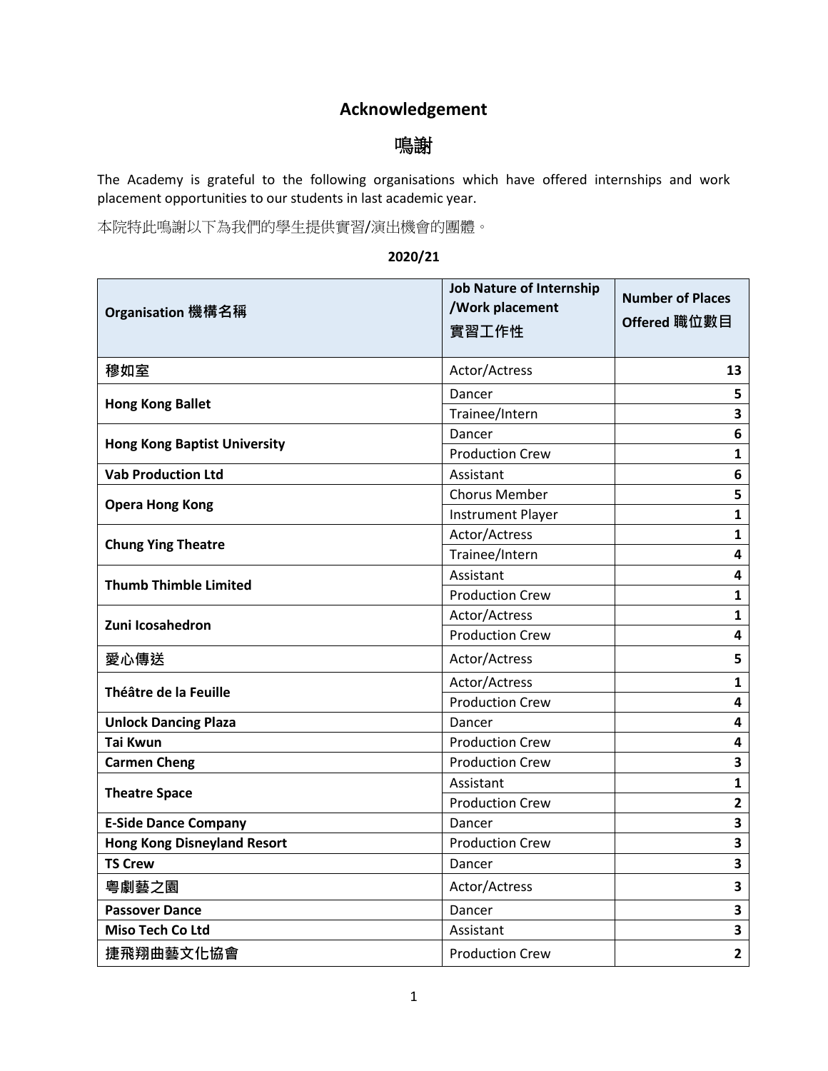# Acknowledgement

# 鳴謝

The Academy is grateful to the following organisations which have offered internships and work placement opportunities to our students in last academic year.

本院特此鳴謝以下為我們的學生提供實習/演出機會的團體。

**2020/21**

| Organisation 機構名稱 | Job Nature of Internship /Work placement 實習工作性 | Number of Places Offered 職位數目 |
|---|---|---|
| **穆如室** | Actor/Actress | **13** |
| **Hong Kong Ballet** | Dancer | **5** |
| | Trainee/Intern | **3** |
| **Hong Kong Baptist University** | Dancer | **6** |
| | Production Crew | **1** |
| **Vab Production Ltd** | Assistant | **6** |
| **Opera Hong Kong** | Chorus Member | **5** |
| | Instrument Player | **1** |
| **Chung Ying Theatre** | Actor/Actress | **1** |
| | Trainee/Intern | **4** |
| **Thumb Thimble Limited** | Assistant | **4** |
| | Production Crew | **1** |
| **Zuni Icosahedron** | Actor/Actress | **1** |
| | Production Crew | **4** |
| **愛心傳送** | Actor/Actress | **5** |
| **Théâtre de la Feuille** | Actor/Actress | **1** |
| | Production Crew | **4** |
| **Unlock Dancing Plaza** | Dancer | **4** |
| **Tai Kwun** | Production Crew | **4** |
| **Carmen Cheng** | Production Crew | **3** |
| **Theatre Space** | Assistant | **1** |
| | Production Crew | **2** |
| **E-Side Dance Company** | Dancer | **3** |
| **Hong Kong Disneyland Resort** | Production Crew | **3** |
| **TS Crew** | Dancer | **3** |
| **粵劇藝之園** | Actor/Actress | **3** |
| **Passover Dance** | Dancer | **3** |
| **Miso Tech Co Ltd** | Assistant | **3** |
| **捷飛翔曲藝文化協會** | Production Crew | **2** |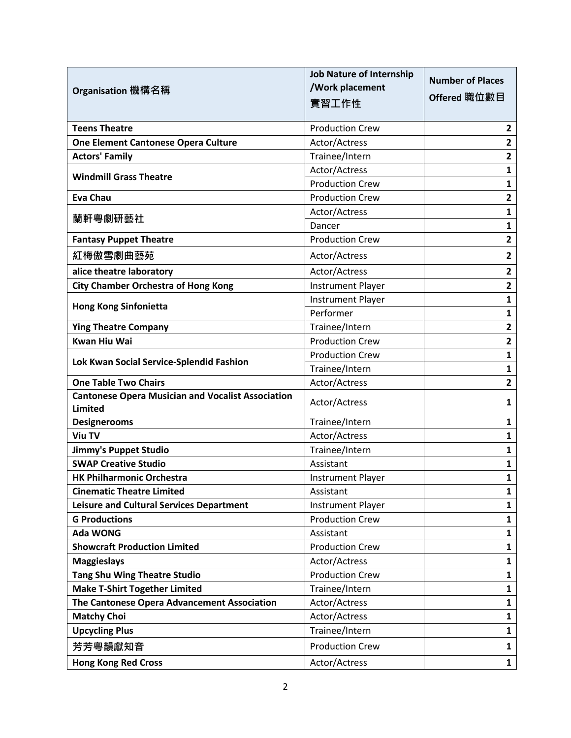| Organisation 機構名稱 | Job Nature of Internship /Work placement 實習工作性 | Number of Places Offered 職位數目 |
|---|---|---|
| **Teens Theatre** | Production Crew | **2** |
| **One Element Cantonese Opera Culture** | Actor/Actress | **2** |
| **Actors' Family** | Trainee/Intern | **2** |
| **Windmill Grass Theatre** | Actor/Actress | **1** |
| | Production Crew | **1** |
| **Eva Chau** | Production Crew | **2** |
| **蘭軒粵劇研藝社** | Actor/Actress | **1** |
| | Dancer | **1** |
| **Fantasy Puppet Theatre** | Production Crew | **2** |
| 紅梅傲雪劇曲藝苑 | Actor/Actress | **2** |
| **alice theatre laboratory** | Actor/Actress | **2** |
| **City Chamber Orchestra of Hong Kong** | Instrument Player | **2** |
| **Hong Kong Sinfonietta** | Instrument Player | **1** |
| | Performer | **1** |
| **Ying Theatre Company** | Trainee/Intern | **2** |
| **Kwan Hiu Wai** | Production Crew | **2** |
| **Lok Kwan Social Service-Splendid Fashion** | Production Crew | **1** |
| | Trainee/Intern | **1** |
| **One Table Two Chairs** | Actor/Actress | **2** |
| **Cantonese Opera Musician and Vocalist Association Limited** | Actor/Actress | **1** |
| **Designerooms** | Trainee/Intern | **1** |
| **Viu TV** | Actor/Actress | **1** |
| **Jimmy's Puppet Studio** | Trainee/Intern | **1** |
| **SWAP Creative Studio** | Assistant | **1** |
| **HK Philharmonic Orchestra** | Instrument Player | **1** |
| **Cinematic Theatre Limited** | Assistant | **1** |
| **Leisure and Cultural Services Department** | Instrument Player | **1** |
| **G Productions** | Production Crew | **1** |
| **Ada WONG** | Assistant | **1** |
| **Showcraft Production Limited** | Production Crew | **1** |
| **Maggieslays** | Actor/Actress | **1** |
| **Tang Shu Wing Theatre Studio** | Production Crew | **1** |
| **Make T-Shirt Together Limited** | Trainee/Intern | **1** |
| **The Cantonese Opera Advancement Association** | Actor/Actress | **1** |
| **Matchy Choi** | Actor/Actress | **1** |
| **Upcycling Plus** | Trainee/Intern | **1** |
| 芳芳粵韻獻知音 | Production Crew | **1** |
| **Hong Kong Red Cross** | Actor/Actress | **1** |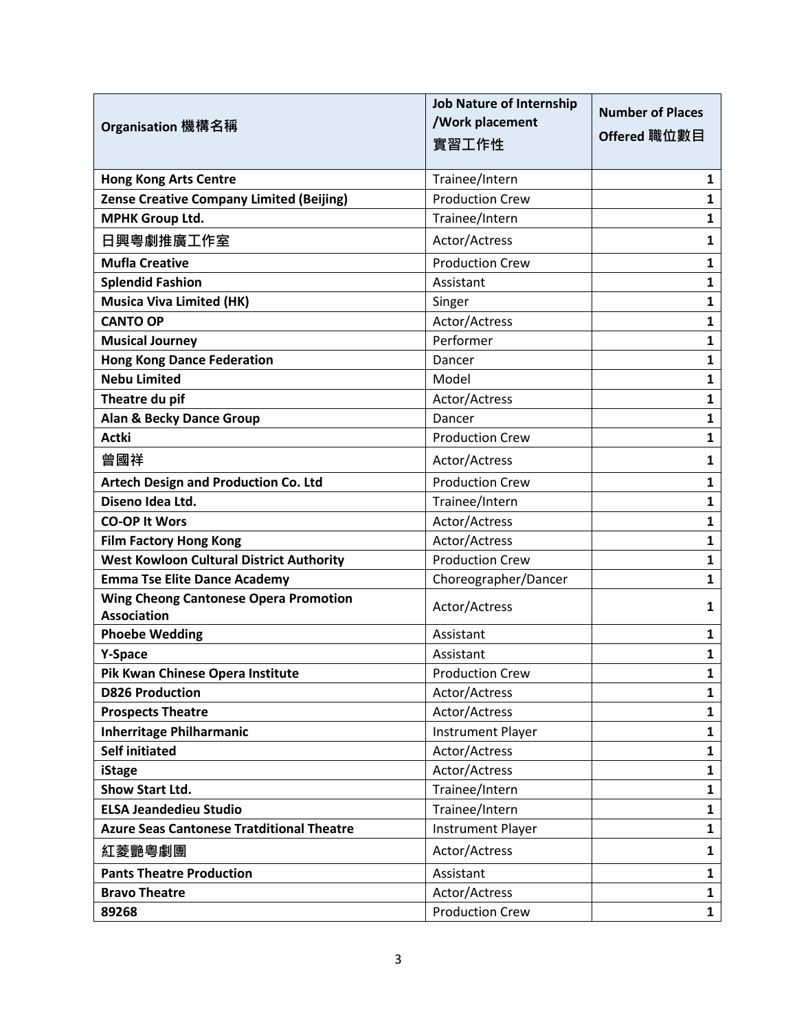| Organisation 機構名稱 | Job Nature of Internship /Work placement 實習工作性 | Number of Places Offered 職位數目 |
|---|---|---|
| **Hong Kong Arts Centre** | Trainee/Intern | **1** |
| **Zense Creative Company Limited (Beijing)** | Production Crew | **1** |
| **MPHK Group Ltd.** | Trainee/Intern | **1** |
| **日興粵劇推廣工作室** | Actor/Actress | **1** |
| **Mufla Creative** | Production Crew | **1** |
| **Splendid Fashion** | Assistant | **1** |
| **Musica Viva Limited (HK)** | Singer | **1** |
| **CANTO OP** | Actor/Actress | **1** |
| **Musical Journey** | Performer | **1** |
| **Hong Kong Dance Federation** | Dancer | **1** |
| **Nebu Limited** | Model | **1** |
| **Theatre du pif** | Actor/Actress | **1** |
| **Alan & Becky Dance Group** | Dancer | **1** |
| **Actki** | Production Crew | **1** |
| **曾國祥** | Actor/Actress | **1** |
| **Artech Design and Production Co. Ltd** | Production Crew | **1** |
| **Diseno Idea Ltd.** | Trainee/Intern | **1** |
| **CO-OP It Wors** | Actor/Actress | **1** |
| **Film Factory Hong Kong** | Actor/Actress | **1** |
| **West Kowloon Cultural District Authority** | Production Crew | **1** |
| **Emma Tse Elite Dance Academy** | Choreographer/Dancer | **1** |
| **Wing Cheong Cantonese Opera Promotion Association** | Actor/Actress | **1** |
| **Phoebe Wedding** | Assistant | **1** |
| **Y-Space** | Assistant | **1** |
| **Pik Kwan Chinese Opera Institute** | Production Crew | **1** |
| **D826 Production** | Actor/Actress | **1** |
| **Prospects Theatre** | Actor/Actress | **1** |
| **Inherritage Philharmanic** | Instrument Player | **1** |
| **Self initiated** | Actor/Actress | **1** |
| **iStage** | Actor/Actress | **1** |
| **Show Start Ltd.** | Trainee/Intern | **1** |
| **ELSA Jeandedieu Studio** | Trainee/Intern | **1** |
| **Azure Seas Cantonese Tratditional Theatre** | Instrument Player | **1** |
| **紅菱艷粵劇團** | Actor/Actress | **1** |
| **Pants Theatre Production** | Assistant | **1** |
| **Bravo Theatre** | Actor/Actress | **1** |
| **89268** | Production Crew | **1** |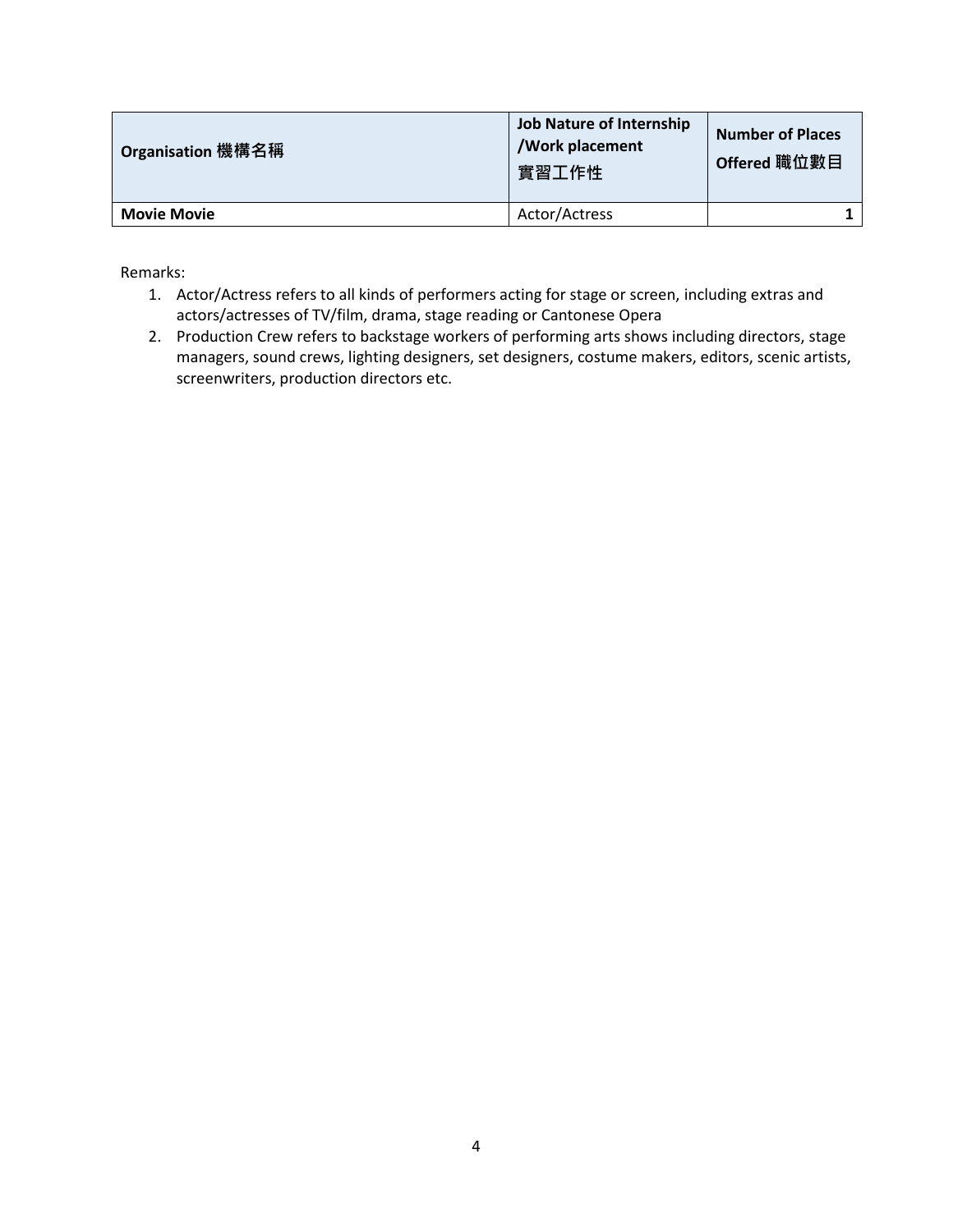| Organisation 機構名稱 | Job Nature of Internship /Work placement 實習工作性 | Number of Places Offered 職位數目 |
|---|---|---|
| **Movie Movie** | Actor/Actress | **1** |

Remarks:

1. Actor/Actress refers to all kinds of performers acting for stage or screen, including extras and actors/actresses of TV/film, drama, stage reading or Cantonese Opera
2. Production Crew refers to backstage workers of performing arts shows including directors, stage managers, sound crews, lighting designers, set designers, costume makers, editors, scenic artists, screenwriters, production directors etc.